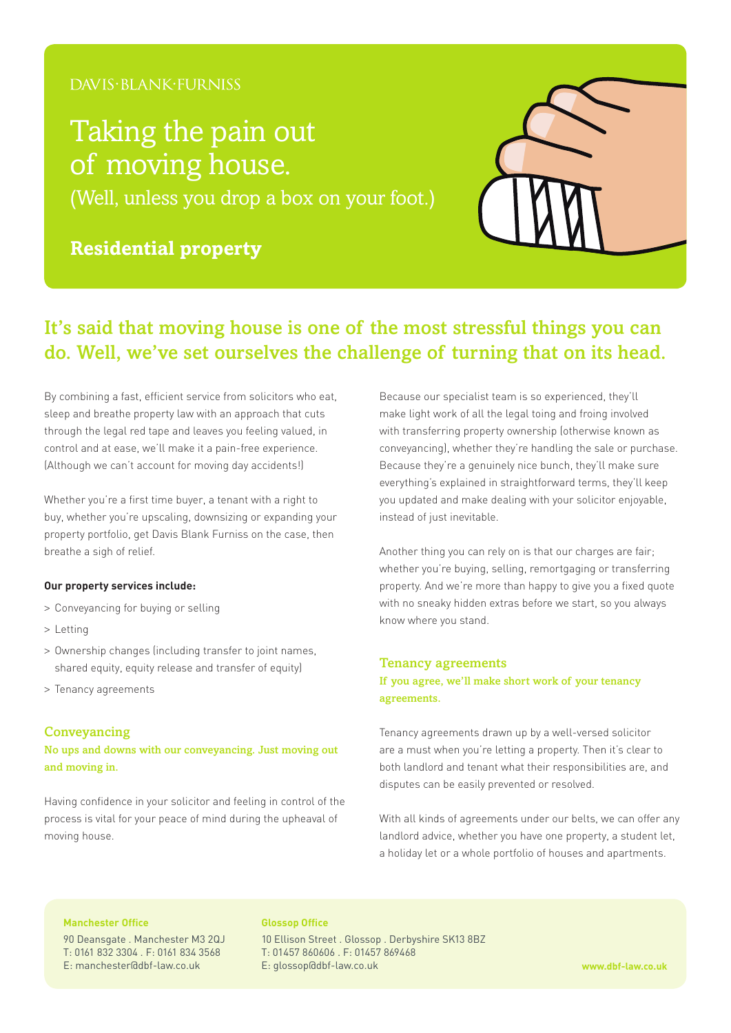DAVIS·BLANK·FURNISS

# Taking the pain out of moving house.

(Well, unless you drop a box on your foot.)

**Residential property**

## It's said that moving house is one of the most stressful things you can do. Well, we've set ourselves the challenge of turning that on its head.

By combining a fast, efficient service from solicitors who eat, sleep and breathe property law with an approach that cuts through the legal red tape and leaves you feeling valued, in control and at ease, we'll make it a pain-free experience. (Although we can't account for moving day accidents!)

Whether you're a first time buyer, a tenant with a right to buy, whether you're upscaling, downsizing or expanding your property portfolio, get Davis Blank Furniss on the case, then breathe a sigh of relief.

**Our property services include:**

> Conveyancing for buying or selling

> Letting

> Ownership changes (including transfer to joint names, shared equity, equity release and transfer of equity)

> Tenancy agreements

### Conveyancing

**No ups and downs with our conveyancing. Just moving out and moving in.**

Having confidence in your solicitor and feeling in control of the process is vital for your peace of mind during the upheaval of moving house.

Because our specialist team is so experienced, they'll make light work of all the legal toing and froing involved with transferring property ownership (otherwise known as conveyancing), whether they're handling the sale or purchase. Because they're a genuinely nice bunch, they'll make sure everything's explained in straightforward terms, they'll keep you updated and make dealing with your solicitor enjoyable, instead of just inevitable.

Another thing you can rely on is that our charges are fair; whether you're buying, selling, remortgaging or transferring property. And we're more than happy to give you a fixed quote with no sneaky hidden extras before we start, so you always know where you stand.

### Tenancy agreements

**If you agree, we'll make short work of your tenancy agreements.**

Tenancy agreements drawn up by a well-versed solicitor are a must when you're letting a property. Then it's clear to both landlord and tenant what their responsibilities are, and disputes can be easily prevented or resolved.

With all kinds of agreements under our belts, we can offer any landlord advice, whether you have one property, a student let, a holiday let or a whole portfolio of houses and apartments.

**Manchester Office**

90 Deansgate . Manchester M3 2QJ
T: 0161 832 3304 . F: 0161 834 3568
E: manchester@dbf-law.co.uk

**Glossop Office**

10 Ellison Street . Glossop . Derbyshire SK13 8BZ
T: 01457 860606 . F: 01457 869468
E: glossop@dbf-law.co.uk

**www.dbf-law.co.uk**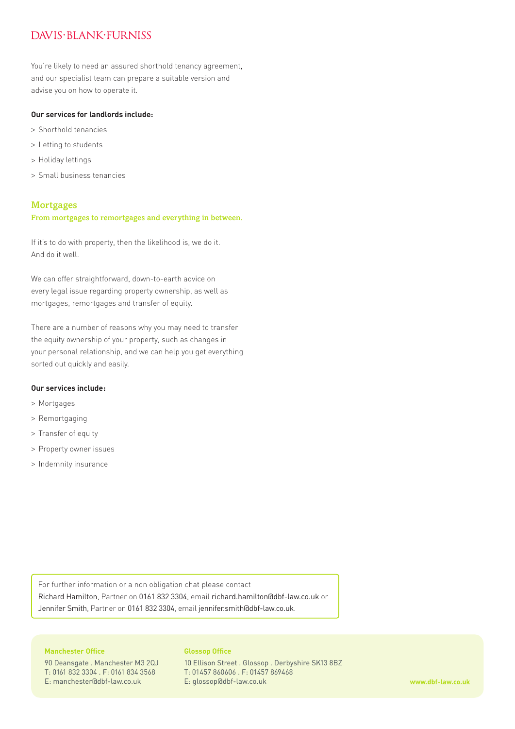DAVIS·BLANK·FURNISS

You're likely to need an assured shorthold tenancy agreement, and our specialist team can prepare a suitable version and advise you on how to operate it.

**Our services for landlords include:**

> Shorthold tenancies

> Letting to students

> Holiday lettings

> Small business tenancies

## Mortgages

### From mortgages to remortgages and everything in between.

If it's to do with property, then the likelihood is, we do it. And do it well.

We can offer straightforward, down-to-earth advice on every legal issue regarding property ownership, as well as mortgages, remortgages and transfer of equity.

There are a number of reasons why you may need to transfer the equity ownership of your property, such as changes in your personal relationship, and we can help you get everything sorted out quickly and easily.

**Our services include:**

> Mortgages

> Remortgaging

> Transfer of equity

> Property owner issues

> Indemnity insurance

For further information or a non obligation chat please contact Richard Hamilton, Partner on 0161 832 3304, email richard.hamilton@dbf-law.co.uk or Jennifer Smith, Partner on 0161 832 3304, email jennifer.smith@dbf-law.co.uk.

**Manchester Office**

90 Deansgate . Manchester M3 2QJ
T: 0161 832 3304 . F: 0161 834 3568
E: manchester@dbf-law.co.uk

**Glossop Office**

10 Ellison Street . Glossop . Derbyshire SK13 8BZ
T: 01457 860606 . F: 01457 869468
E: glossop@dbf-law.co.uk

**www.dbf-law.co.uk**